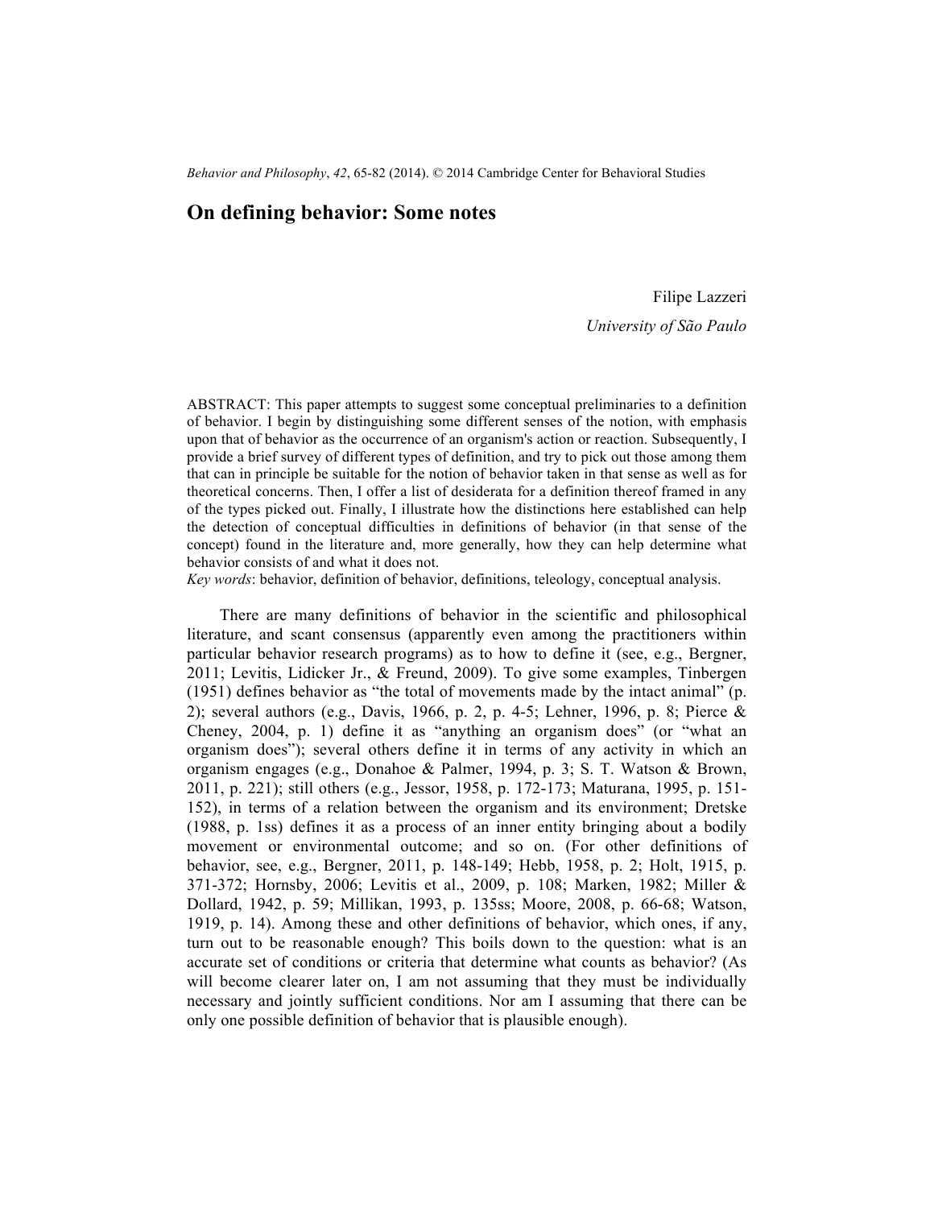# On defining behavior: Some notes

Filipe Lazzeri

*University of São Paulo*

ABSTRACT: This paper attempts to suggest some conceptual preliminaries to a definition of behavior. I begin by distinguishing some different senses of the notion, with emphasis upon that of behavior as the occurrence of an organism's action or reaction. Subsequently, I provide a brief survey of different types of definition, and try to pick out those among them that can in principle be suitable for the notion of behavior taken in that sense as well as for theoretical concerns. Then, I offer a list of desiderata for a definition thereof framed in any of the types picked out. Finally, I illustrate how the distinctions here established can help the detection of conceptual difficulties in definitions of behavior (in that sense of the concept) found in the literature and, more generally, how they can help determine what behavior consists of and what it does not.

*Key words*: behavior, definition of behavior, definitions, teleology, conceptual analysis.

There are many definitions of behavior in the scientific and philosophical literature, and scant consensus (apparently even among the practitioners within particular behavior research programs) as to how to define it (see, e.g., Bergner, 2011; Levitis, Lidicker Jr., & Freund, 2009). To give some examples, Tinbergen (1951) defines behavior as "the total of movements made by the intact animal" (p. 2); several authors (e.g., Davis, 1966, p. 2, p. 4-5; Lehner, 1996, p. 8; Pierce & Cheney, 2004, p. 1) define it as "anything an organism does" (or "what an organism does"); several others define it in terms of any activity in which an organism engages (e.g., Donahoe & Palmer, 1994, p. 3; S. T. Watson & Brown, 2011, p. 221); still others (e.g., Jessor, 1958, p. 172-173; Maturana, 1995, p. 151-152), in terms of a relation between the organism and its environment; Dretske (1988, p. 1ss) defines it as a process of an inner entity bringing about a bodily movement or environmental outcome; and so on. (For other definitions of behavior, see, e.g., Bergner, 2011, p. 148-149; Hebb, 1958, p. 2; Holt, 1915, p. 371-372; Hornsby, 2006; Levitis et al., 2009, p. 108; Marken, 1982; Miller & Dollard, 1942, p. 59; Millikan, 1993, p. 135ss; Moore, 2008, p. 66-68; Watson, 1919, p. 14). Among these and other definitions of behavior, which ones, if any, turn out to be reasonable enough? This boils down to the question: what is an accurate set of conditions or criteria that determine what counts as behavior? (As will become clearer later on, I am not assuming that they must be individually necessary and jointly sufficient conditions. Nor am I assuming that there can be only one possible definition of behavior that is plausible enough).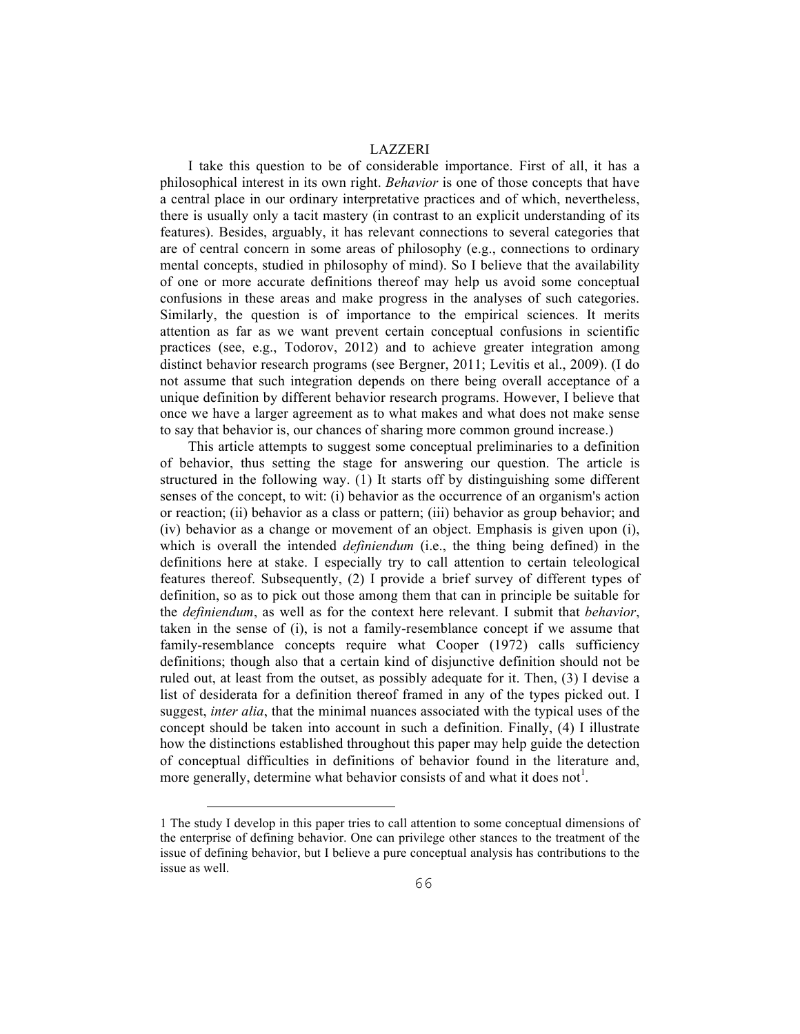I take this question to be of considerable importance. First of all, it has a philosophical interest in its own right. *Behavior* is one of those concepts that have a central place in our ordinary interpretative practices and of which, nevertheless, there is usually only a tacit mastery (in contrast to an explicit understanding of its features). Besides, arguably, it has relevant connections to several categories that are of central concern in some areas of philosophy (e.g., connections to ordinary mental concepts, studied in philosophy of mind). So I believe that the availability of one or more accurate definitions thereof may help us avoid some conceptual confusions in these areas and make progress in the analyses of such categories. Similarly, the question is of importance to the empirical sciences. It merits attention as far as we want prevent certain conceptual confusions in scientific practices (see, e.g., Todorov, 2012) and to achieve greater integration among distinct behavior research programs (see Bergner, 2011; Levitis et al., 2009). (I do not assume that such integration depends on there being overall acceptance of a unique definition by different behavior research programs. However, I believe that once we have a larger agreement as to what makes and what does not make sense to say that behavior is, our chances of sharing more common ground increase.)

This article attempts to suggest some conceptual preliminaries to a definition of behavior, thus setting the stage for answering our question. The article is structured in the following way. (1) It starts off by distinguishing some different senses of the concept, to wit: (i) behavior as the occurrence of an organism's action or reaction; (ii) behavior as a class or pattern; (iii) behavior as group behavior; and (iv) behavior as a change or movement of an object. Emphasis is given upon (i), which is overall the intended *definiendum* (i.e., the thing being defined) in the definitions here at stake. I especially try to call attention to certain teleological features thereof. Subsequently, (2) I provide a brief survey of different types of definition, so as to pick out those among them that can in principle be suitable for the *definiendum*, as well as for the context here relevant. I submit that *behavior*, taken in the sense of (i), is not a family-resemblance concept if we assume that family-resemblance concepts require what Cooper (1972) calls sufficiency definitions; though also that a certain kind of disjunctive definition should not be ruled out, at least from the outset, as possibly adequate for it. Then, (3) I devise a list of desiderata for a definition thereof framed in any of the types picked out. I suggest, *inter alia*, that the minimal nuances associated with the typical uses of the concept should be taken into account in such a definition. Finally, (4) I illustrate how the distinctions established throughout this paper may help guide the detection of conceptual difficulties in definitions of behavior found in the literature and, more generally, determine what behavior consists of and what it does not[1].

1 The study I develop in this paper tries to call attention to some conceptual dimensions of the enterprise of defining behavior. One can privilege other stances to the treatment of the issue of defining behavior, but I believe a pure conceptual analysis has contributions to the issue as well.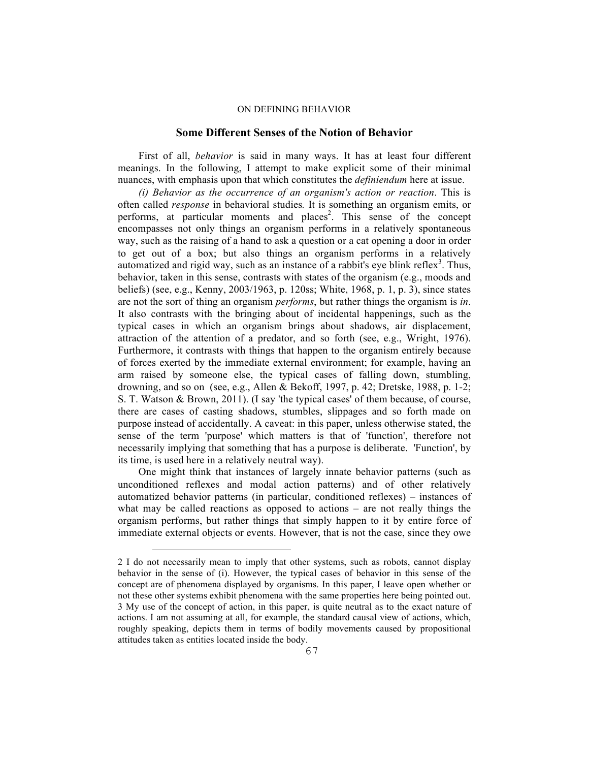## Some Different Senses of the Notion of Behavior

First of all, *behavior* is said in many ways. It has at least four different meanings. In the following, I attempt to make explicit some of their minimal nuances, with emphasis upon that which constitutes the *definiendum* here at issue.

*(i) Behavior as the occurrence of an organism's action or reaction*. This is often called *response* in behavioral studies*.* It is something an organism emits, or performs, at particular moments and places[2]. This sense of the concept encompasses not only things an organism performs in a relatively spontaneous way, such as the raising of a hand to ask a question or a cat opening a door in order to get out of a box; but also things an organism performs in a relatively automatized and rigid way, such as an instance of a rabbit's eye blink reflex[3]. Thus, behavior, taken in this sense, contrasts with states of the organism (e.g., moods and beliefs) (see, e.g., Kenny, 2003/1963, p. 120ss; White, 1968, p. 1, p. 3), since states are not the sort of thing an organism *performs*, but rather things the organism is *in*. It also contrasts with the bringing about of incidental happenings, such as the typical cases in which an organism brings about shadows, air displacement, attraction of the attention of a predator, and so forth (see, e.g., Wright, 1976). Furthermore, it contrasts with things that happen to the organism entirely because of forces exerted by the immediate external environment; for example, having an arm raised by someone else, the typical cases of falling down, stumbling, drowning, and so on (see, e.g., Allen & Bekoff, 1997, p. 42; Dretske, 1988, p. 1-2; S. T. Watson & Brown, 2011). (I say 'the typical cases' of them because, of course, there are cases of casting shadows, stumbles, slippages and so forth made on purpose instead of accidentally. A caveat: in this paper, unless otherwise stated, the sense of the term 'purpose' which matters is that of 'function', therefore not necessarily implying that something that has a purpose is deliberate. 'Function', by its time, is used here in a relatively neutral way).

One might think that instances of largely innate behavior patterns (such as unconditioned reflexes and modal action patterns) and of other relatively automatized behavior patterns (in particular, conditioned reflexes) – instances of what may be called reactions as opposed to actions – are not really things the organism performs, but rather things that simply happen to it by entire force of immediate external objects or events. However, that is not the case, since they owe

---

2 I do not necessarily mean to imply that other systems, such as robots, cannot display behavior in the sense of (i). However, the typical cases of behavior in this sense of the concept are of phenomena displayed by organisms. In this paper, I leave open whether or not these other systems exhibit phenomena with the same properties here being pointed out.

3 My use of the concept of action, in this paper, is quite neutral as to the exact nature of actions. I am not assuming at all, for example, the standard causal view of actions, which, roughly speaking, depicts them in terms of bodily movements caused by propositional attitudes taken as entities located inside the body.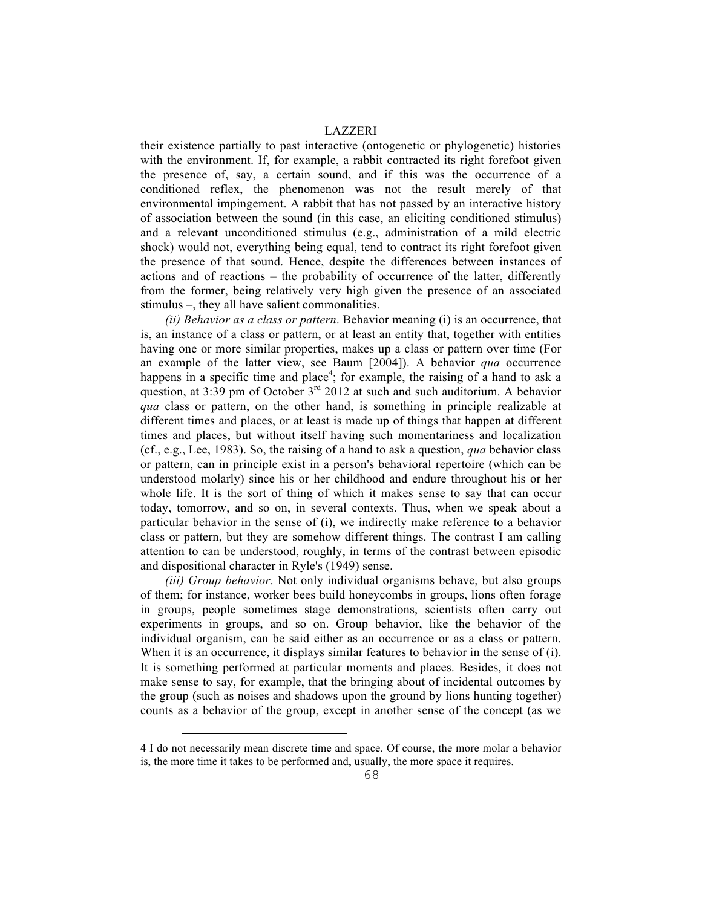their existence partially to past interactive (ontogenetic or phylogenetic) histories with the environment. If, for example, a rabbit contracted its right forefoot given the presence of, say, a certain sound, and if this was the occurrence of a conditioned reflex, the phenomenon was not the result merely of that environmental impingement. A rabbit that has not passed by an interactive history of association between the sound (in this case, an eliciting conditioned stimulus) and a relevant unconditioned stimulus (e.g., administration of a mild electric shock) would not, everything being equal, tend to contract its right forefoot given the presence of that sound. Hence, despite the differences between instances of actions and of reactions – the probability of occurrence of the latter, differently from the former, being relatively very high given the presence of an associated stimulus –, they all have salient commonalities.

*(ii) Behavior as a class or pattern*. Behavior meaning (i) is an occurrence, that is, an instance of a class or pattern, or at least an entity that, together with entities having one or more similar properties, makes up a class or pattern over time (For an example of the latter view, see Baum [2004]). A behavior *qua* occurrence happens in a specific time and place[4]; for example, the raising of a hand to ask a question, at 3:39 pm of October 3rd 2012 at such and such auditorium. A behavior *qua* class or pattern, on the other hand, is something in principle realizable at different times and places, or at least is made up of things that happen at different times and places, but without itself having such momentariness and localization (cf., e.g., Lee, 1983). So, the raising of a hand to ask a question, *qua* behavior class or pattern, can in principle exist in a person's behavioral repertoire (which can be understood molarly) since his or her childhood and endure throughout his or her whole life. It is the sort of thing of which it makes sense to say that can occur today, tomorrow, and so on, in several contexts. Thus, when we speak about a particular behavior in the sense of (i), we indirectly make reference to a behavior class or pattern, but they are somehow different things. The contrast I am calling attention to can be understood, roughly, in terms of the contrast between episodic and dispositional character in Ryle's (1949) sense.

*(iii) Group behavior*. Not only individual organisms behave, but also groups of them; for instance, worker bees build honeycombs in groups, lions often forage in groups, people sometimes stage demonstrations, scientists often carry out experiments in groups, and so on. Group behavior, like the behavior of the individual organism, can be said either as an occurrence or as a class or pattern. When it is an occurrence, it displays similar features to behavior in the sense of (i). It is something performed at particular moments and places. Besides, it does not make sense to say, for example, that the bringing about of incidental outcomes by the group (such as noises and shadows upon the ground by lions hunting together) counts as a behavior of the group, except in another sense of the concept (as we

---

[4] I do not necessarily mean discrete time and space. Of course, the more molar a behavior is, the more time it takes to be performed and, usually, the more space it requires.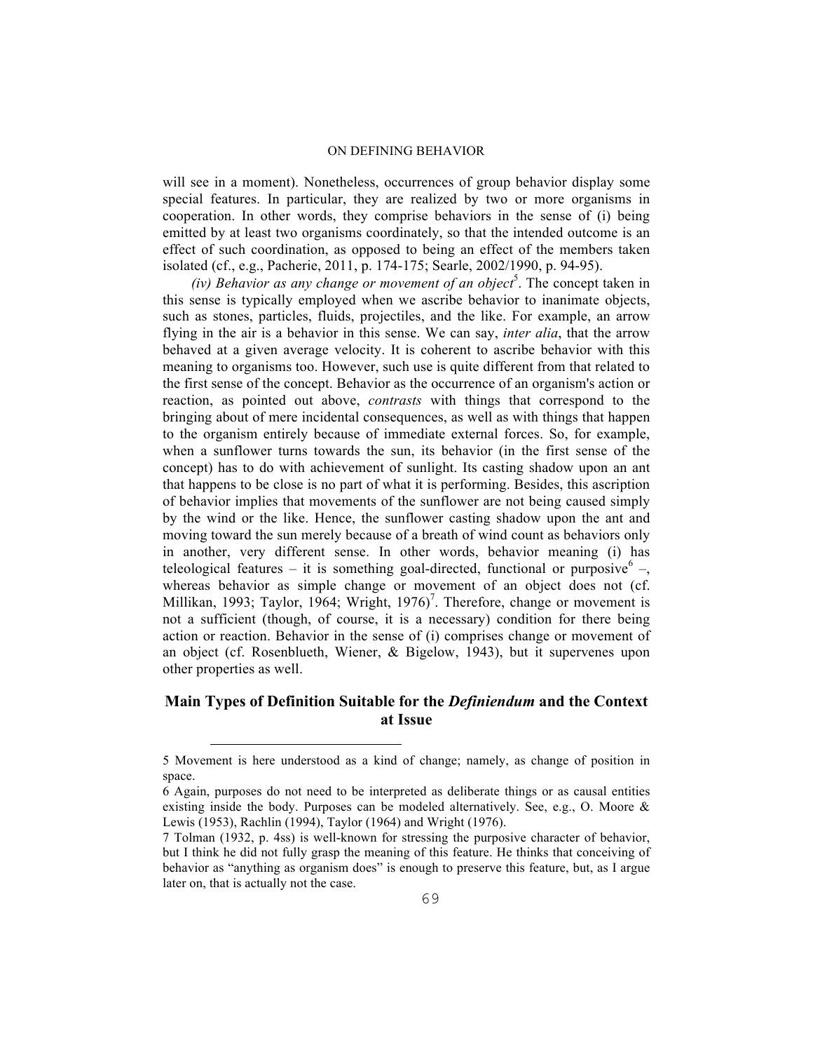will see in a moment). Nonetheless, occurrences of group behavior display some special features. In particular, they are realized by two or more organisms in cooperation. In other words, they comprise behaviors in the sense of (i) being emitted by at least two organisms coordinately, so that the intended outcome is an effect of such coordination, as opposed to being an effect of the members taken isolated (cf., e.g., Pacherie, 2011, p. 174-175; Searle, 2002/1990, p. 94-95).

*(iv) Behavior as any change or movement of an object*[5]. The concept taken in this sense is typically employed when we ascribe behavior to inanimate objects, such as stones, particles, fluids, projectiles, and the like. For example, an arrow flying in the air is a behavior in this sense. We can say, *inter alia*, that the arrow behaved at a given average velocity. It is coherent to ascribe behavior with this meaning to organisms too. However, such use is quite different from that related to the first sense of the concept. Behavior as the occurrence of an organism's action or reaction, as pointed out above, *contrasts* with things that correspond to the bringing about of mere incidental consequences, as well as with things that happen to the organism entirely because of immediate external forces. So, for example, when a sunflower turns towards the sun, its behavior (in the first sense of the concept) has to do with achievement of sunlight. Its casting shadow upon an ant that happens to be close is no part of what it is performing. Besides, this ascription of behavior implies that movements of the sunflower are not being caused simply by the wind or the like. Hence, the sunflower casting shadow upon the ant and moving toward the sun merely because of a breath of wind count as behaviors only in another, very different sense. In other words, behavior meaning (i) has teleological features – it is something goal-directed, functional or purposive[6] –, whereas behavior as simple change or movement of an object does not (cf. Millikan, 1993; Taylor, 1964; Wright, 1976)[7]. Therefore, change or movement is not a sufficient (though, of course, it is a necessary) condition for there being action or reaction. Behavior in the sense of (i) comprises change or movement of an object (cf. Rosenblueth, Wiener, & Bigelow, 1943), but it supervenes upon other properties as well.

## Main Types of Definition Suitable for the *Definiendum* and the Context at Issue

5 Movement is here understood as a kind of change; namely, as change of position in space.

6 Again, purposes do not need to be interpreted as deliberate things or as causal entities existing inside the body. Purposes can be modeled alternatively. See, e.g., O. Moore & Lewis (1953), Rachlin (1994), Taylor (1964) and Wright (1976).

7 Tolman (1932, p. 4ss) is well-known for stressing the purposive character of behavior, but I think he did not fully grasp the meaning of this feature. He thinks that conceiving of behavior as "anything as organism does" is enough to preserve this feature, but, as I argue later on, that is actually not the case.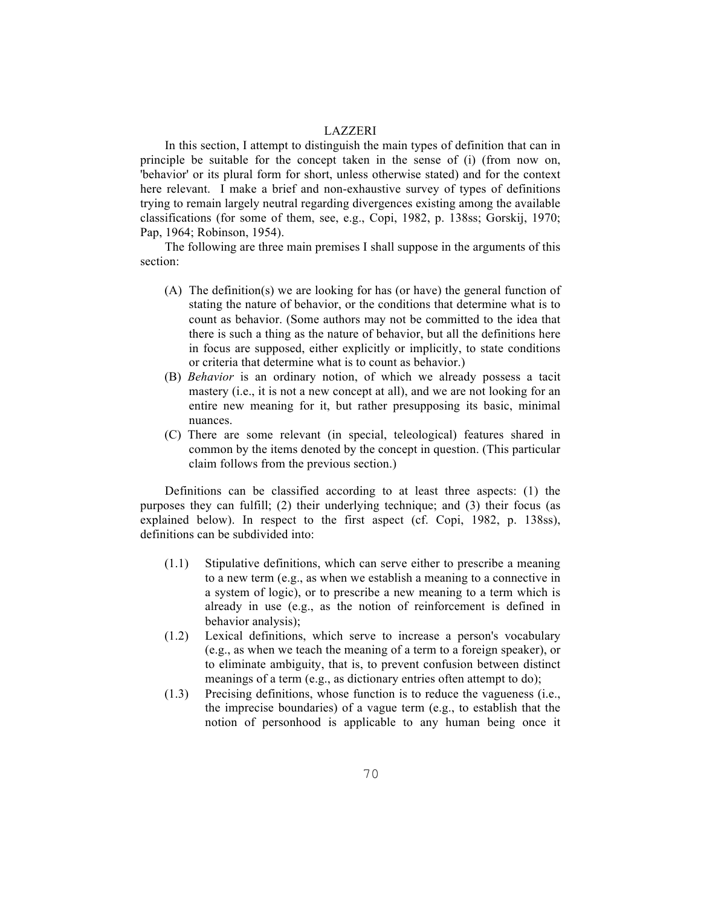In this section, I attempt to distinguish the main types of definition that can in principle be suitable for the concept taken in the sense of (i) (from now on, 'behavior' or its plural form for short, unless otherwise stated) and for the context here relevant. I make a brief and non-exhaustive survey of types of definitions trying to remain largely neutral regarding divergences existing among the available classifications (for some of them, see, e.g., Copi, 1982, p. 138ss; Gorskij, 1970; Pap, 1964; Robinson, 1954).

The following are three main premises I shall suppose in the arguments of this section:

- (A) The definition(s) we are looking for has (or have) the general function of stating the nature of behavior, or the conditions that determine what is to count as behavior. (Some authors may not be committed to the idea that there is such a thing as the nature of behavior, but all the definitions here in focus are supposed, either explicitly or implicitly, to state conditions or criteria that determine what is to count as behavior.)
- (B) *Behavior* is an ordinary notion, of which we already possess a tacit mastery (i.e., it is not a new concept at all), and we are not looking for an entire new meaning for it, but rather presupposing its basic, minimal nuances.
- (C) There are some relevant (in special, teleological) features shared in common by the items denoted by the concept in question. (This particular claim follows from the previous section.)

Definitions can be classified according to at least three aspects: (1) the purposes they can fulfill; (2) their underlying technique; and (3) their focus (as explained below). In respect to the first aspect (cf. Copi, 1982, p. 138ss), definitions can be subdivided into:

- (1.1) Stipulative definitions, which can serve either to prescribe a meaning to a new term (e.g., as when we establish a meaning to a connective in a system of logic), or to prescribe a new meaning to a term which is already in use (e.g., as the notion of reinforcement is defined in behavior analysis);
- (1.2) Lexical definitions, which serve to increase a person's vocabulary (e.g., as when we teach the meaning of a term to a foreign speaker), or to eliminate ambiguity, that is, to prevent confusion between distinct meanings of a term (e.g., as dictionary entries often attempt to do);
- (1.3) Precising definitions, whose function is to reduce the vagueness (i.e., the imprecise boundaries) of a vague term (e.g., to establish that the notion of personhood is applicable to any human being once it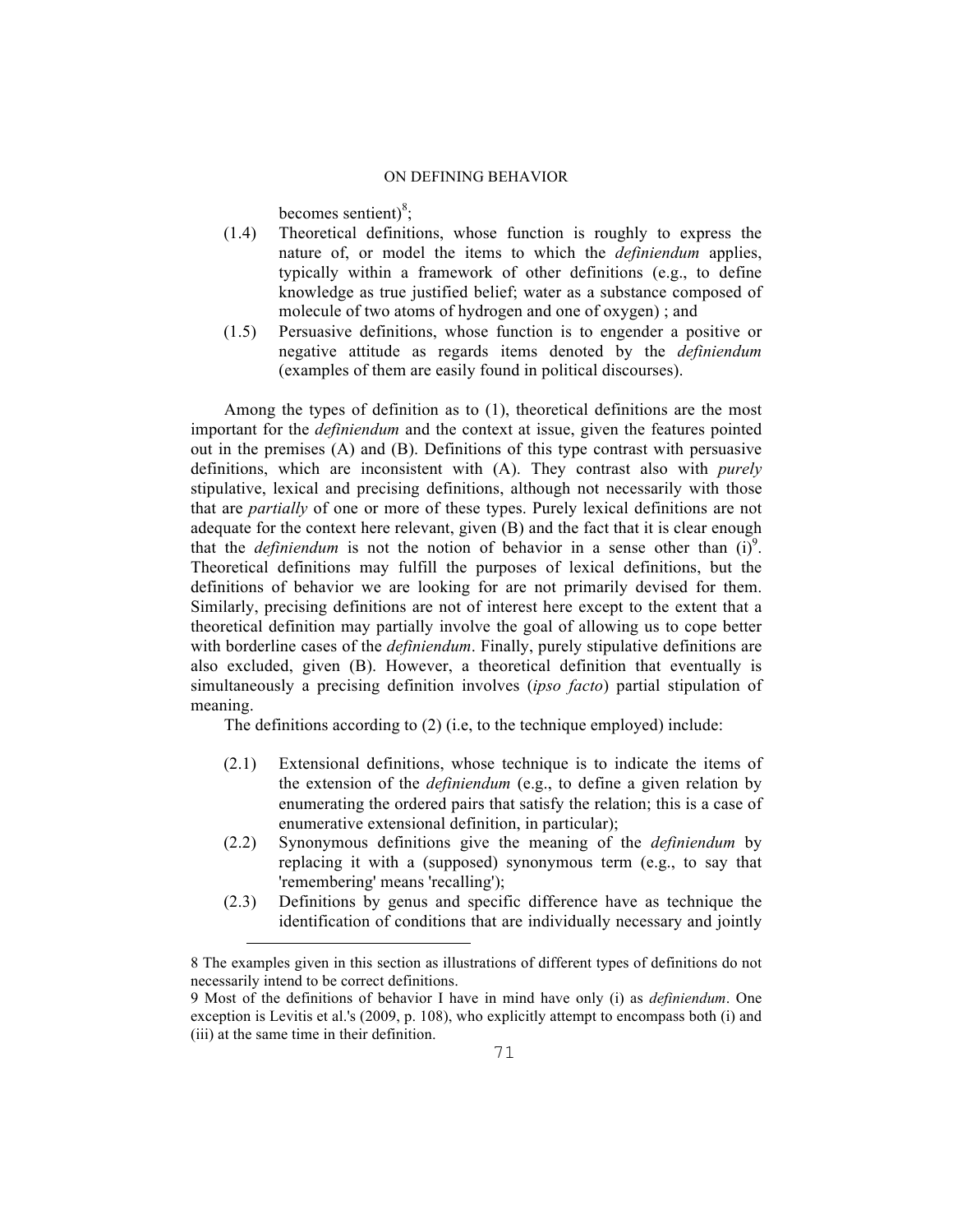becomes sentient)[8];

(1.4) Theoretical definitions, whose function is roughly to express the nature of, or model the items to which the *definiendum* applies, typically within a framework of other definitions (e.g., to define knowledge as true justified belief; water as a substance composed of molecule of two atoms of hydrogen and one of oxygen) ; and

(1.5) Persuasive definitions, whose function is to engender a positive or negative attitude as regards items denoted by the *definiendum* (examples of them are easily found in political discourses).

Among the types of definition as to (1), theoretical definitions are the most important for the *definiendum* and the context at issue, given the features pointed out in the premises (A) and (B). Definitions of this type contrast with persuasive definitions, which are inconsistent with (A). They contrast also with *purely* stipulative, lexical and precising definitions, although not necessarily with those that are *partially* of one or more of these types. Purely lexical definitions are not adequate for the context here relevant, given (B) and the fact that it is clear enough that the *definiendum* is not the notion of behavior in a sense other than (i)[9]. Theoretical definitions may fulfill the purposes of lexical definitions, but the definitions of behavior we are looking for are not primarily devised for them. Similarly, precising definitions are not of interest here except to the extent that a theoretical definition may partially involve the goal of allowing us to cope better with borderline cases of the *definiendum*. Finally, purely stipulative definitions are also excluded, given (B). However, a theoretical definition that eventually is simultaneously a precising definition involves (*ipso facto*) partial stipulation of meaning.

The definitions according to (2) (i.e, to the technique employed) include:

(2.1) Extensional definitions, whose technique is to indicate the items of the extension of the *definiendum* (e.g., to define a given relation by enumerating the ordered pairs that satisfy the relation; this is a case of enumerative extensional definition, in particular);

(2.2) Synonymous definitions give the meaning of the *definiendum* by replacing it with a (supposed) synonymous term (e.g., to say that 'remembering' means 'recalling');

(2.3) Definitions by genus and specific difference have as technique the identification of conditions that are individually necessary and jointly

---

8 The examples given in this section as illustrations of different types of definitions do not necessarily intend to be correct definitions.

9 Most of the definitions of behavior I have in mind have only (i) as *definiendum*. One exception is Levitis et al.'s (2009, p. 108), who explicitly attempt to encompass both (i) and (iii) at the same time in their definition.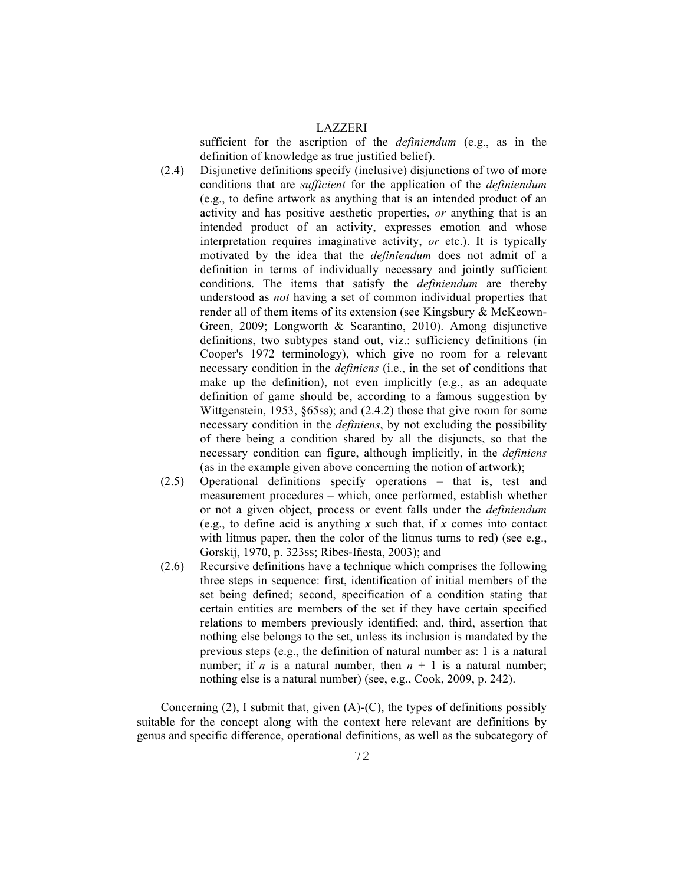sufficient for the ascription of the *definiendum* (e.g., as in the definition of knowledge as true justified belief).

(2.4) Disjunctive definitions specify (inclusive) disjunctions of two of more conditions that are *sufficient* for the application of the *definiendum* (e.g., to define artwork as anything that is an intended product of an activity and has positive aesthetic properties, *or* anything that is an intended product of an activity, expresses emotion and whose interpretation requires imaginative activity, *or* etc.). It is typically motivated by the idea that the *definiendum* does not admit of a definition in terms of individually necessary and jointly sufficient conditions. The items that satisfy the *definiendum* are thereby understood as *not* having a set of common individual properties that render all of them items of its extension (see Kingsbury & McKeown-Green, 2009; Longworth & Scarantino, 2010). Among disjunctive definitions, two subtypes stand out, viz.: sufficiency definitions (in Cooper's 1972 terminology), which give no room for a relevant necessary condition in the *definiens* (i.e., in the set of conditions that make up the definition), not even implicitly (e.g., as an adequate definition of game should be, according to a famous suggestion by Wittgenstein, 1953, §65ss); and (2.4.2) those that give room for some necessary condition in the *definiens*, by not excluding the possibility of there being a condition shared by all the disjuncts, so that the necessary condition can figure, although implicitly, in the *definiens* (as in the example given above concerning the notion of artwork);

(2.5) Operational definitions specify operations – that is, test and measurement procedures – which, once performed, establish whether or not a given object, process or event falls under the *definiendum* (e.g., to define acid is anything $x$ such that, if $x$ comes into contact with litmus paper, then the color of the litmus turns to red) (see e.g., Gorskij, 1970, p. 323ss; Ribes-Iñesta, 2003); and

(2.6) Recursive definitions have a technique which comprises the following three steps in sequence: first, identification of initial members of the set being defined; second, specification of a condition stating that certain entities are members of the set if they have certain specified relations to members previously identified; and, third, assertion that nothing else belongs to the set, unless its inclusion is mandated by the previous steps (e.g., the definition of natural number as: 1 is a natural number; if $n$ is a natural number, then $n + 1$ is a natural number; nothing else is a natural number) (see, e.g., Cook, 2009, p. 242).

Concerning (2), I submit that, given (A)-(C), the types of definitions possibly suitable for the concept along with the context here relevant are definitions by genus and specific difference, operational definitions, as well as the subcategory of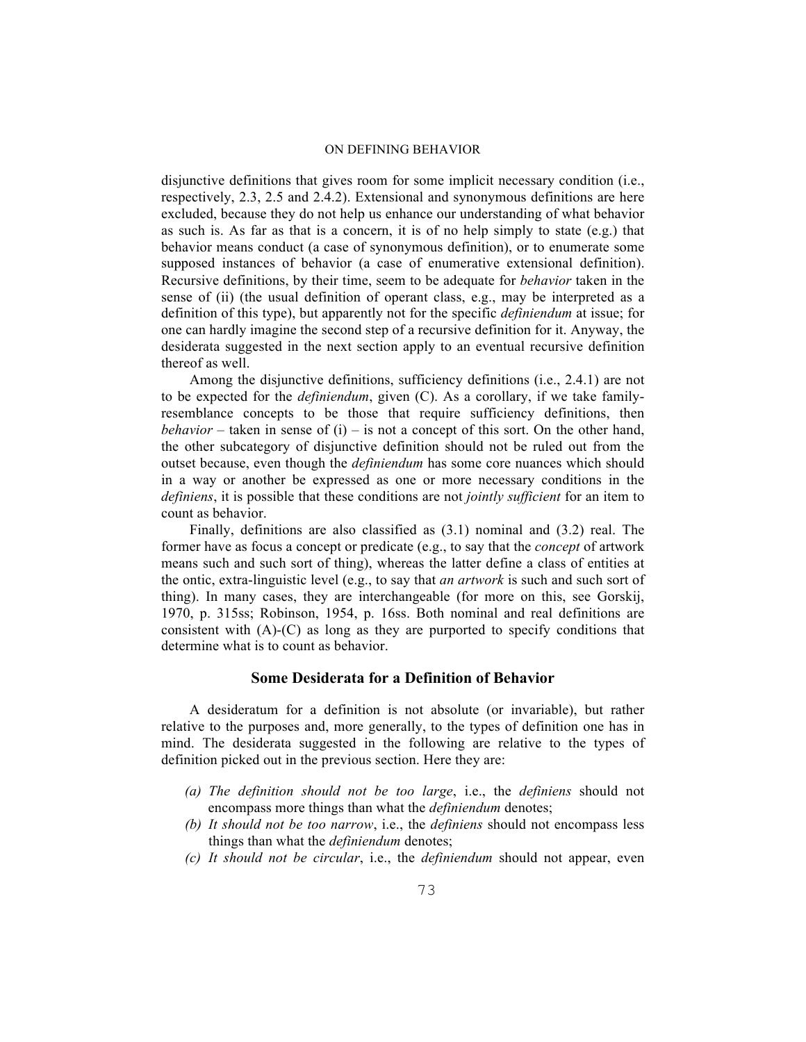disjunctive definitions that gives room for some implicit necessary condition (i.e., respectively, 2.3, 2.5 and 2.4.2). Extensional and synonymous definitions are here excluded, because they do not help us enhance our understanding of what behavior as such is. As far as that is a concern, it is of no help simply to state (e.g.) that behavior means conduct (a case of synonymous definition), or to enumerate some supposed instances of behavior (a case of enumerative extensional definition). Recursive definitions, by their time, seem to be adequate for *behavior* taken in the sense of (ii) (the usual definition of operant class, e.g., may be interpreted as a definition of this type), but apparently not for the specific *definiendum* at issue; for one can hardly imagine the second step of a recursive definition for it. Anyway, the desiderata suggested in the next section apply to an eventual recursive definition thereof as well.

Among the disjunctive definitions, sufficiency definitions (i.e., 2.4.1) are not to be expected for the *definiendum*, given (C). As a corollary, if we take family-resemblance concepts to be those that require sufficiency definitions, then *behavior* – taken in sense of (i) – is not a concept of this sort. On the other hand, the other subcategory of disjunctive definition should not be ruled out from the outset because, even though the *definiendum* has some core nuances which should in a way or another be expressed as one or more necessary conditions in the *definiens*, it is possible that these conditions are not *jointly sufficient* for an item to count as behavior.

Finally, definitions are also classified as (3.1) nominal and (3.2) real. The former have as focus a concept or predicate (e.g., to say that the *concept* of artwork means such and such sort of thing), whereas the latter define a class of entities at the ontic, extra-linguistic level (e.g., to say that *an artwork* is such and such sort of thing). In many cases, they are interchangeable (for more on this, see Gorskij, 1970, p. 315ss; Robinson, 1954, p. 16ss. Both nominal and real definitions are consistent with (A)-(C) as long as they are purported to specify conditions that determine what is to count as behavior.

## Some Desiderata for a Definition of Behavior

A desideratum for a definition is not absolute (or invariable), but rather relative to the purposes and, more generally, to the types of definition one has in mind. The desiderata suggested in the following are relative to the types of definition picked out in the previous section. Here they are:

- *(a) The definition should not be too large*, i.e., the *definiens* should not encompass more things than what the *definiendum* denotes;
- *(b) It should not be too narrow*, i.e., the *definiens* should not encompass less things than what the *definiendum* denotes;
- *(c) It should not be circular*, i.e., the *definiendum* should not appear, even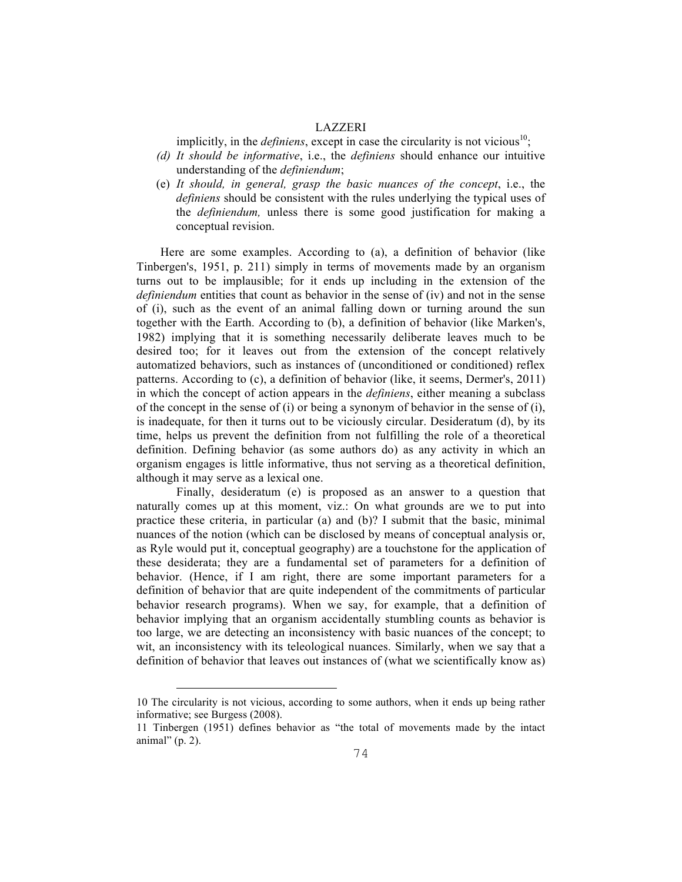implicitly, in the *definiens*, except in case the circularity is not vicious[10];

*(d) It should be informative*, i.e., the *definiens* should enhance our intuitive understanding of the *definiendum*;

(e) *It should, in general, grasp the basic nuances of the concept*, i.e., the *definiens* should be consistent with the rules underlying the typical uses of the *definiendum,* unless there is some good justification for making a conceptual revision.

Here are some examples. According to (a), a definition of behavior (like Tinbergen's, 1951, p. 211) simply in terms of movements made by an organism turns out to be implausible; for it ends up including in the extension of the *definiendum* entities that count as behavior in the sense of (iv) and not in the sense of (i), such as the event of an animal falling down or turning around the sun together with the Earth. According to (b), a definition of behavior (like Marken's, 1982) implying that it is something necessarily deliberate leaves much to be desired too; for it leaves out from the extension of the concept relatively automatized behaviors, such as instances of (unconditioned or conditioned) reflex patterns. According to (c), a definition of behavior (like, it seems, Dermer's, 2011) in which the concept of action appears in the *definiens*, either meaning a subclass of the concept in the sense of (i) or being a synonym of behavior in the sense of (i), is inadequate, for then it turns out to be viciously circular. Desideratum (d), by its time, helps us prevent the definition from not fulfilling the role of a theoretical definition. Defining behavior (as some authors do) as any activity in which an organism engages is little informative, thus not serving as a theoretical definition, although it may serve as a lexical one.

Finally, desideratum (e) is proposed as an answer to a question that naturally comes up at this moment, viz.: On what grounds are we to put into practice these criteria, in particular (a) and (b)? I submit that the basic, minimal nuances of the notion (which can be disclosed by means of conceptual analysis or, as Ryle would put it, conceptual geography) are a touchstone for the application of these desiderata; they are a fundamental set of parameters for a definition of behavior. (Hence, if I am right, there are some important parameters for a definition of behavior that are quite independent of the commitments of particular behavior research programs). When we say, for example, that a definition of behavior implying that an organism accidentally stumbling counts as behavior is too large, we are detecting an inconsistency with basic nuances of the concept; to wit, an inconsistency with its teleological nuances. Similarly, when we say that a definition of behavior that leaves out instances of (what we scientifically know as)

---

10 The circularity is not vicious, according to some authors, when it ends up being rather informative; see Burgess (2008).

11 Tinbergen (1951) defines behavior as "the total of movements made by the intact animal" (p. 2).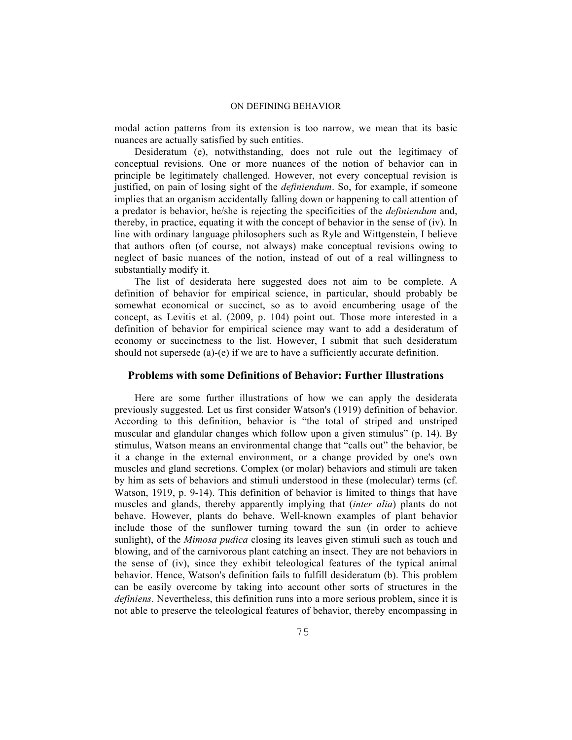modal action patterns from its extension is too narrow, we mean that its basic nuances are actually satisfied by such entities.

Desideratum (e), notwithstanding, does not rule out the legitimacy of conceptual revisions. One or more nuances of the notion of behavior can in principle be legitimately challenged. However, not every conceptual revision is justified, on pain of losing sight of the *definiendum*. So, for example, if someone implies that an organism accidentally falling down or happening to call attention of a predator is behavior, he/she is rejecting the specificities of the *definiendum* and, thereby, in practice, equating it with the concept of behavior in the sense of (iv). In line with ordinary language philosophers such as Ryle and Wittgenstein, I believe that authors often (of course, not always) make conceptual revisions owing to neglect of basic nuances of the notion, instead of out of a real willingness to substantially modify it.

The list of desiderata here suggested does not aim to be complete. A definition of behavior for empirical science, in particular, should probably be somewhat economical or succinct, so as to avoid encumbering usage of the concept, as Levitis et al. (2009, p. 104) point out. Those more interested in a definition of behavior for empirical science may want to add a desideratum of economy or succinctness to the list. However, I submit that such desideratum should not supersede (a)-(e) if we are to have a sufficiently accurate definition.

## Problems with some Definitions of Behavior: Further Illustrations

Here are some further illustrations of how we can apply the desiderata previously suggested. Let us first consider Watson's (1919) definition of behavior. According to this definition, behavior is "the total of striped and unstriped muscular and glandular changes which follow upon a given stimulus" (p. 14). By stimulus, Watson means an environmental change that "calls out" the behavior, be it a change in the external environment, or a change provided by one's own muscles and gland secretions. Complex (or molar) behaviors and stimuli are taken by him as sets of behaviors and stimuli understood in these (molecular) terms (cf. Watson, 1919, p. 9-14). This definition of behavior is limited to things that have muscles and glands, thereby apparently implying that (*inter alia*) plants do not behave. However, plants do behave. Well-known examples of plant behavior include those of the sunflower turning toward the sun (in order to achieve sunlight), of the *Mimosa pudica* closing its leaves given stimuli such as touch and blowing, and of the carnivorous plant catching an insect. They are not behaviors in the sense of (iv), since they exhibit teleological features of the typical animal behavior. Hence, Watson's definition fails to fulfill desideratum (b). This problem can be easily overcome by taking into account other sorts of structures in the *definiens*. Nevertheless, this definition runs into a more serious problem, since it is not able to preserve the teleological features of behavior, thereby encompassing in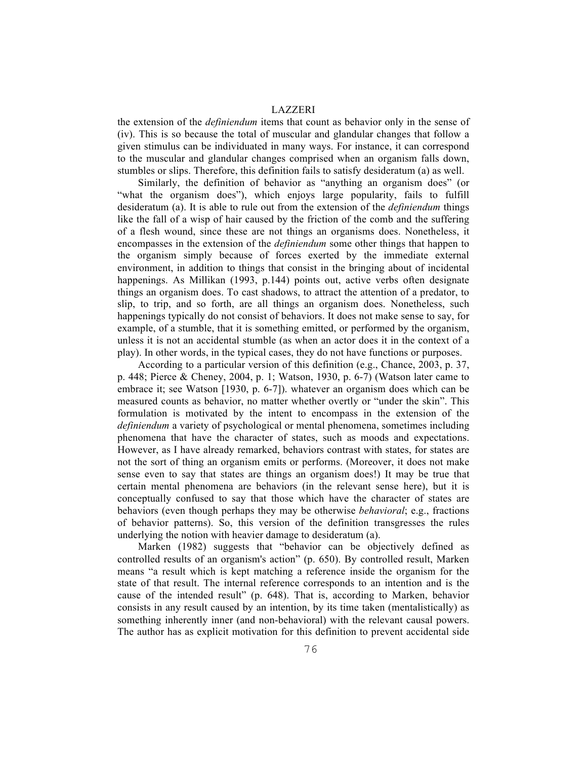the extension of the *definiendum* items that count as behavior only in the sense of (iv). This is so because the total of muscular and glandular changes that follow a given stimulus can be individuated in many ways. For instance, it can correspond to the muscular and glandular changes comprised when an organism falls down, stumbles or slips. Therefore, this definition fails to satisfy desideratum (a) as well.

Similarly, the definition of behavior as "anything an organism does" (or "what the organism does"), which enjoys large popularity, fails to fulfill desideratum (a). It is able to rule out from the extension of the *definiendum* things like the fall of a wisp of hair caused by the friction of the comb and the suffering of a flesh wound, since these are not things an organisms does. Nonetheless, it encompasses in the extension of the *definiendum* some other things that happen to the organism simply because of forces exerted by the immediate external environment, in addition to things that consist in the bringing about of incidental happenings. As Millikan (1993, p.144) points out, active verbs often designate things an organism does. To cast shadows, to attract the attention of a predator, to slip, to trip, and so forth, are all things an organism does. Nonetheless, such happenings typically do not consist of behaviors. It does not make sense to say, for example, of a stumble, that it is something emitted, or performed by the organism, unless it is not an accidental stumble (as when an actor does it in the context of a play). In other words, in the typical cases, they do not have functions or purposes.

According to a particular version of this definition (e.g., Chance, 2003, p. 37, p. 448; Pierce & Cheney, 2004, p. 1; Watson, 1930, p. 6-7) (Watson later came to embrace it; see Watson [1930, p. 6-7]). whatever an organism does which can be measured counts as behavior, no matter whether overtly or "under the skin". This formulation is motivated by the intent to encompass in the extension of the *definiendum* a variety of psychological or mental phenomena, sometimes including phenomena that have the character of states, such as moods and expectations. However, as I have already remarked, behaviors contrast with states, for states are not the sort of thing an organism emits or performs. (Moreover, it does not make sense even to say that states are things an organism does!) It may be true that certain mental phenomena are behaviors (in the relevant sense here), but it is conceptually confused to say that those which have the character of states are behaviors (even though perhaps they may be otherwise *behavioral*; e.g., fractions of behavior patterns). So, this version of the definition transgresses the rules underlying the notion with heavier damage to desideratum (a).

Marken (1982) suggests that "behavior can be objectively defined as controlled results of an organism's action" (p. 650). By controlled result, Marken means "a result which is kept matching a reference inside the organism for the state of that result. The internal reference corresponds to an intention and is the cause of the intended result" (p. 648). That is, according to Marken, behavior consists in any result caused by an intention, by its time taken (mentalistically) as something inherently inner (and non-behavioral) with the relevant causal powers. The author has as explicit motivation for this definition to prevent accidental side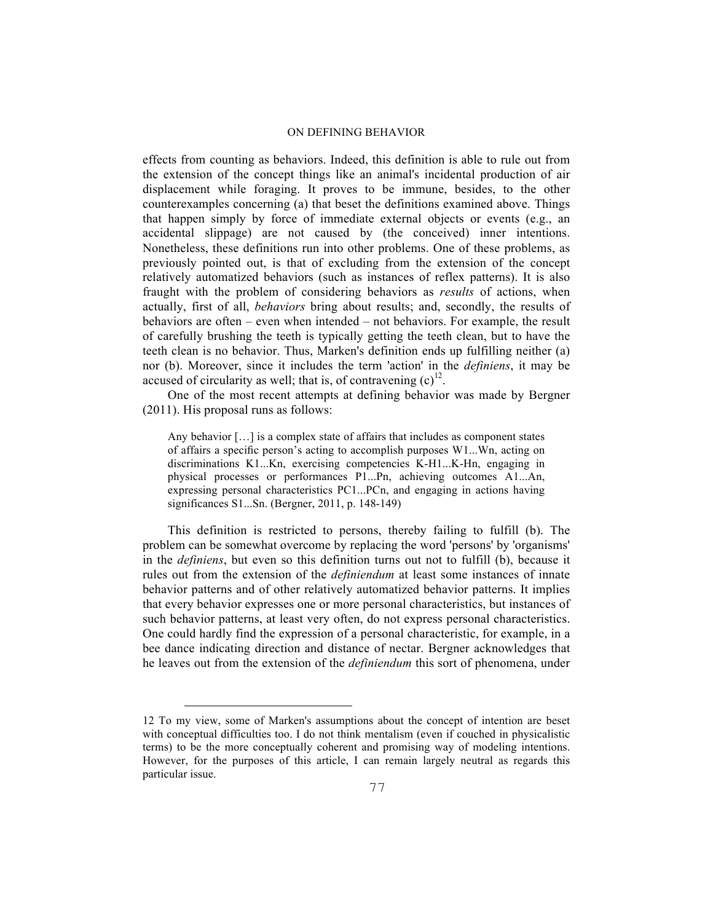effects from counting as behaviors. Indeed, this definition is able to rule out from the extension of the concept things like an animal's incidental production of air displacement while foraging. It proves to be immune, besides, to the other counterexamples concerning (a) that beset the definitions examined above. Things that happen simply by force of immediate external objects or events (e.g., an accidental slippage) are not caused by (the conceived) inner intentions. Nonetheless, these definitions run into other problems. One of these problems, as previously pointed out, is that of excluding from the extension of the concept relatively automatized behaviors (such as instances of reflex patterns). It is also fraught with the problem of considering behaviors as *results* of actions, when actually, first of all, *behaviors* bring about results; and, secondly, the results of behaviors are often – even when intended – not behaviors. For example, the result of carefully brushing the teeth is typically getting the teeth clean, but to have the teeth clean is no behavior. Thus, Marken's definition ends up fulfilling neither (a) nor (b). Moreover, since it includes the term 'action' in the *definiens*, it may be accused of circularity as well; that is, of contravening (c)[12].

One of the most recent attempts at defining behavior was made by Bergner (2011). His proposal runs as follows:

> Any behavior […] is a complex state of affairs that includes as component states of affairs a specific person's acting to accomplish purposes W1...Wn, acting on discriminations K1...Kn, exercising competencies K-H1...K-Hn, engaging in physical processes or performances P1...Pn, achieving outcomes A1...An, expressing personal characteristics PC1...PCn, and engaging in actions having significances S1...Sn. (Bergner, 2011, p. 148-149)

This definition is restricted to persons, thereby failing to fulfill (b). The problem can be somewhat overcome by replacing the word 'persons' by 'organisms' in the *definiens*, but even so this definition turns out not to fulfill (b), because it rules out from the extension of the *definiendum* at least some instances of innate behavior patterns and of other relatively automatized behavior patterns. It implies that every behavior expresses one or more personal characteristics, but instances of such behavior patterns, at least very often, do not express personal characteristics. One could hardly find the expression of a personal characteristic, for example, in a bee dance indicating direction and distance of nectar. Bergner acknowledges that he leaves out from the extension of the *definiendum* this sort of phenomena, under

---

12 To my view, some of Marken's assumptions about the concept of intention are beset with conceptual difficulties too. I do not think mentalism (even if couched in physicalistic terms) to be the more conceptually coherent and promising way of modeling intentions. However, for the purposes of this article, I can remain largely neutral as regards this particular issue.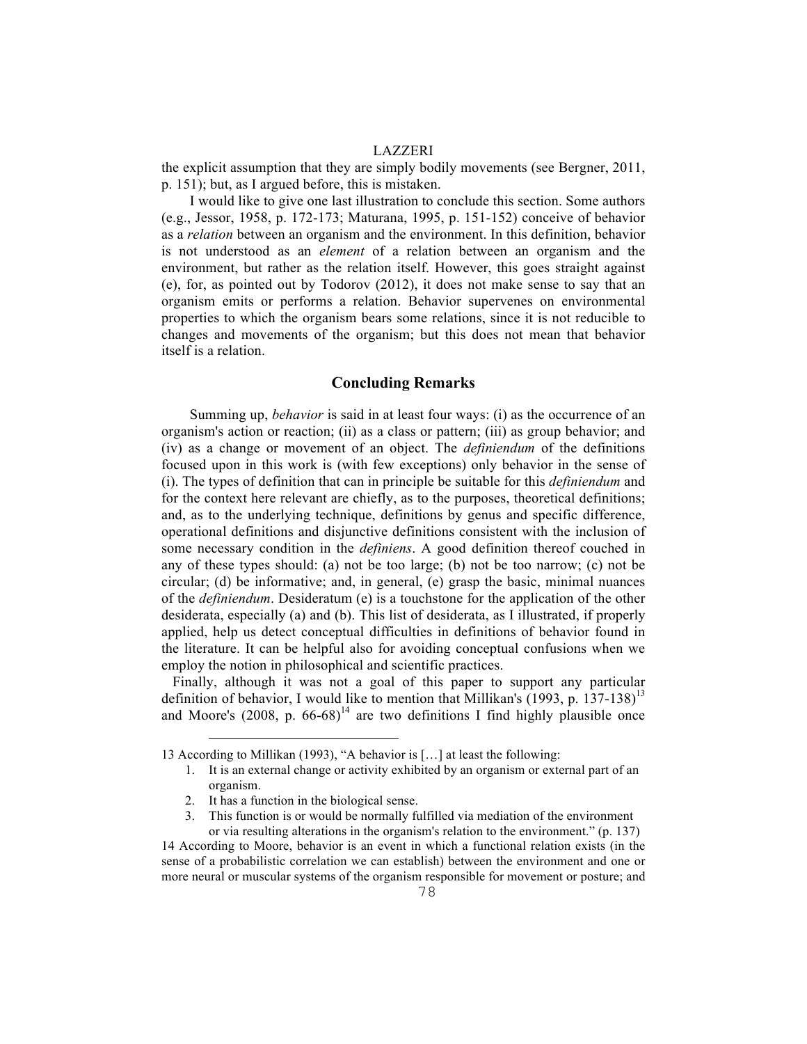the explicit assumption that they are simply bodily movements (see Bergner, 2011, p. 151); but, as I argued before, this is mistaken.

I would like to give one last illustration to conclude this section. Some authors (e.g., Jessor, 1958, p. 172-173; Maturana, 1995, p. 151-152) conceive of behavior as a *relation* between an organism and the environment. In this definition, behavior is not understood as an *element* of a relation between an organism and the environment, but rather as the relation itself. However, this goes straight against (e), for, as pointed out by Todorov (2012), it does not make sense to say that an organism emits or performs a relation. Behavior supervenes on environmental properties to which the organism bears some relations, since it is not reducible to changes and movements of the organism; but this does not mean that behavior itself is a relation.

## Concluding Remarks

Summing up, *behavior* is said in at least four ways: (i) as the occurrence of an organism's action or reaction; (ii) as a class or pattern; (iii) as group behavior; and (iv) as a change or movement of an object. The *definiendum* of the definitions focused upon in this work is (with few exceptions) only behavior in the sense of (i). The types of definition that can in principle be suitable for this *definiendum* and for the context here relevant are chiefly, as to the purposes, theoretical definitions; and, as to the underlying technique, definitions by genus and specific difference, operational definitions and disjunctive definitions consistent with the inclusion of some necessary condition in the *definiens*. A good definition thereof couched in any of these types should: (a) not be too large; (b) not be too narrow; (c) not be circular; (d) be informative; and, in general, (e) grasp the basic, minimal nuances of the *definiendum*. Desideratum (e) is a touchstone for the application of the other desiderata, especially (a) and (b). This list of desiderata, as I illustrated, if properly applied, help us detect conceptual difficulties in definitions of behavior found in the literature. It can be helpful also for avoiding conceptual confusions when we employ the notion in philosophical and scientific practices.

Finally, although it was not a goal of this paper to support any particular definition of behavior, I would like to mention that Millikan's (1993, p. 137-138)[13] and Moore's (2008, p. 66-68)[14] are two definitions I find highly plausible once

---

13 According to Millikan (1993), "A behavior is […] at least the following:

1. It is an external change or activity exhibited by an organism or external part of an organism.
2. It has a function in the biological sense.
3. This function is or would be normally fulfilled via mediation of the environment or via resulting alterations in the organism's relation to the environment." (p. 137)

14 According to Moore, behavior is an event in which a functional relation exists (in the sense of a probabilistic correlation we can establish) between the environment and one or more neural or muscular systems of the organism responsible for movement or posture; and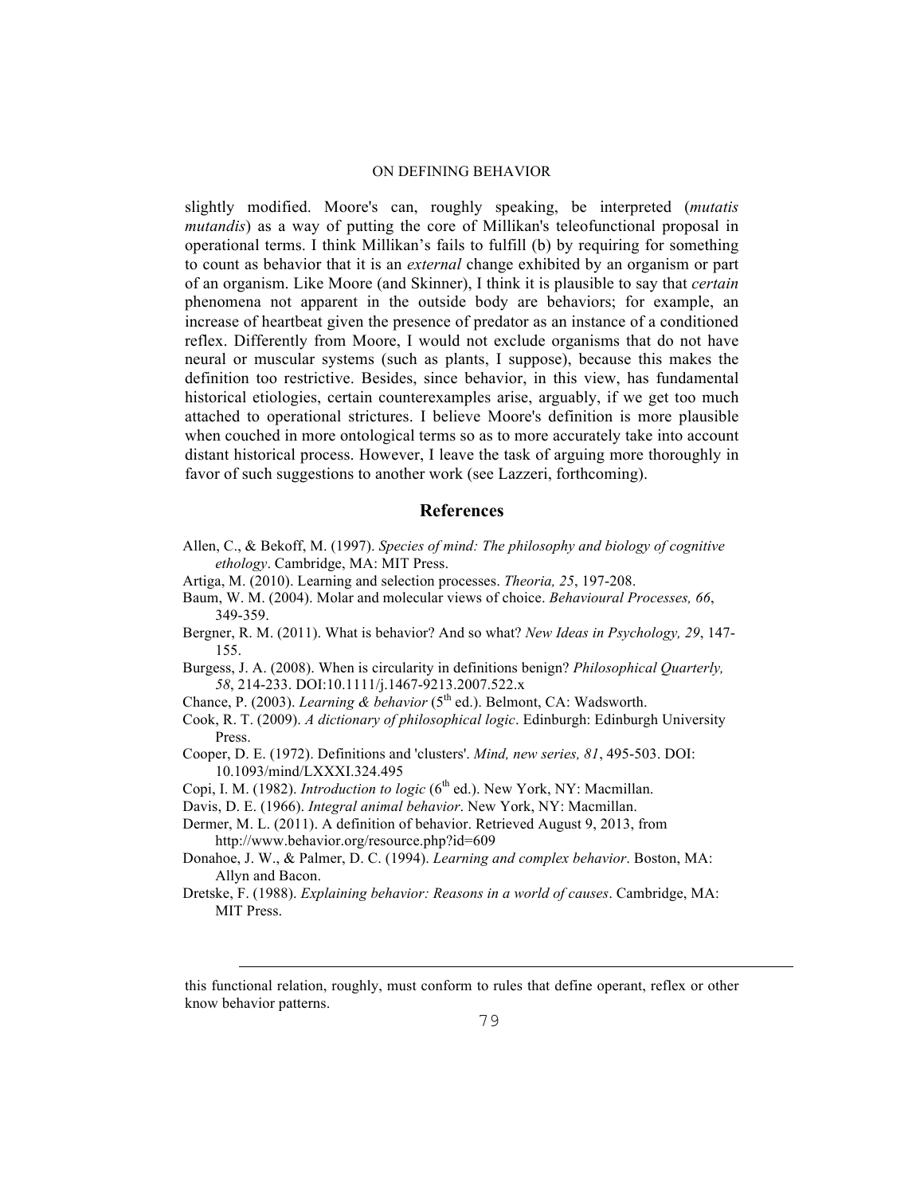slightly modified. Moore's can, roughly speaking, be interpreted (*mutatis mutandis*) as a way of putting the core of Millikan's teleofunctional proposal in operational terms. I think Millikan's fails to fulfill (b) by requiring for something to count as behavior that it is an *external* change exhibited by an organism or part of an organism. Like Moore (and Skinner), I think it is plausible to say that *certain* phenomena not apparent in the outside body are behaviors; for example, an increase of heartbeat given the presence of predator as an instance of a conditioned reflex. Differently from Moore, I would not exclude organisms that do not have neural or muscular systems (such as plants, I suppose), because this makes the definition too restrictive. Besides, since behavior, in this view, has fundamental historical etiologies, certain counterexamples arise, arguably, if we get too much attached to operational strictures. I believe Moore's definition is more plausible when couched in more ontological terms so as to more accurately take into account distant historical process. However, I leave the task of arguing more thoroughly in favor of such suggestions to another work (see Lazzeri, forthcoming).

## References

Allen, C., & Bekoff, M. (1997). *Species of mind: The philosophy and biology of cognitive ethology*. Cambridge, MA: MIT Press.

Artiga, M. (2010). Learning and selection processes. *Theoria, 25*, 197-208.

Baum, W. M. (2004). Molar and molecular views of choice. *Behavioural Processes, 66*, 349-359.

Bergner, R. M. (2011). What is behavior? And so what? *New Ideas in Psychology, 29*, 147-155.

Burgess, J. A. (2008). When is circularity in definitions benign? *Philosophical Quarterly, 58*, 214-233. DOI:10.1111/j.1467-9213.2007.522.x

Chance, P. (2003). *Learning & behavior* (5th ed.). Belmont, CA: Wadsworth.

Cook, R. T. (2009). *A dictionary of philosophical logic*. Edinburgh: Edinburgh University Press.

Cooper, D. E. (1972). Definitions and 'clusters'. *Mind, new series, 81*, 495-503. DOI: 10.1093/mind/LXXXI.324.495

Copi, I. M. (1982). *Introduction to logic* (6th ed.). New York, NY: Macmillan.

Davis, D. E. (1966). *Integral animal behavior*. New York, NY: Macmillan.

Dermer, M. L. (2011). A definition of behavior. Retrieved August 9, 2013, from http://www.behavior.org/resource.php?id=609

Donahoe, J. W., & Palmer, D. C. (1994). *Learning and complex behavior*. Boston, MA: Allyn and Bacon.

Dretske, F. (1988). *Explaining behavior: Reasons in a world of causes*. Cambridge, MA: MIT Press.

---

this functional relation, roughly, must conform to rules that define operant, reflex or other know behavior patterns.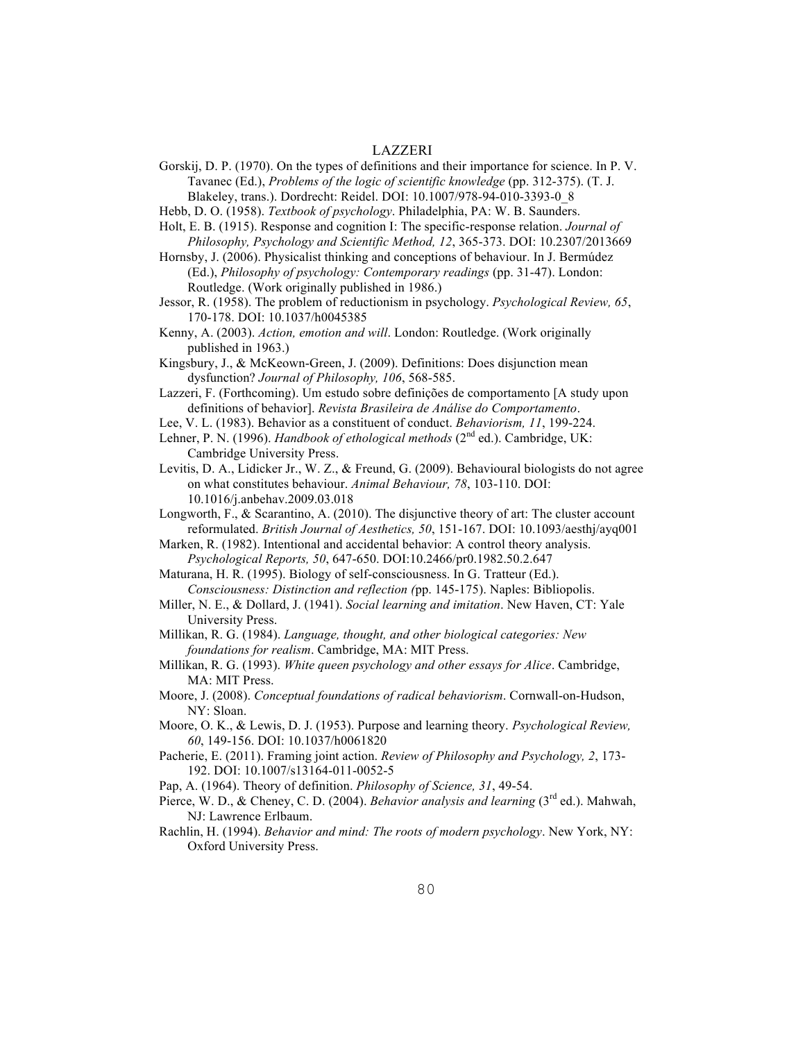Gorskij, D. P. (1970). On the types of definitions and their importance for science. In P. V. Tavanec (Ed.), *Problems of the logic of scientific knowledge* (pp. 312-375). (T. J. Blakeley, trans.). Dordrecht: Reidel. DOI: 10.1007/978-94-010-3393-0_8

Hebb, D. O. (1958). *Textbook of psychology*. Philadelphia, PA: W. B. Saunders.

Holt, E. B. (1915). Response and cognition I: The specific-response relation. *Journal of Philosophy, Psychology and Scientific Method, 12*, 365-373. DOI: 10.2307/2013669

Hornsby, J. (2006). Physicalist thinking and conceptions of behaviour. In J. Bermúdez (Ed.), *Philosophy of psychology: Contemporary readings* (pp. 31-47). London: Routledge. (Work originally published in 1986.)

Jessor, R. (1958). The problem of reductionism in psychology. *Psychological Review, 65*, 170-178. DOI: 10.1037/h0045385

Kenny, A. (2003). *Action, emotion and will*. London: Routledge. (Work originally published in 1963.)

Kingsbury, J., & McKeown-Green, J. (2009). Definitions: Does disjunction mean dysfunction? *Journal of Philosophy, 106*, 568-585.

Lazzeri, F. (Forthcoming). Um estudo sobre definições de comportamento [A study upon definitions of behavior]. *Revista Brasileira de Análise do Comportamento*.

Lee, V. L. (1983). Behavior as a constituent of conduct. *Behaviorism, 11*, 199-224.

Lehner, P. N. (1996). *Handbook of ethological methods* (2nd ed.). Cambridge, UK: Cambridge University Press.

Levitis, D. A., Lidicker Jr., W. Z., & Freund, G. (2009). Behavioural biologists do not agree on what constitutes behaviour. *Animal Behaviour, 78*, 103-110. DOI: 10.1016/j.anbehav.2009.03.018

Longworth, F., & Scarantino, A. (2010). The disjunctive theory of art: The cluster account reformulated. *British Journal of Aesthetics, 50*, 151-167. DOI: 10.1093/aesthj/ayq001

Marken, R. (1982). Intentional and accidental behavior: A control theory analysis. *Psychological Reports, 50*, 647-650. DOI:10.2466/pr0.1982.50.2.647

Maturana, H. R. (1995). Biology of self-consciousness. In G. Tratteur (Ed.). *Consciousness: Distinction and reflection (*pp. 145-175). Naples: Bibliopolis.

Miller, N. E., & Dollard, J. (1941). *Social learning and imitation*. New Haven, CT: Yale University Press.

Millikan, R. G. (1984). *Language, thought, and other biological categories: New foundations for realism*. Cambridge, MA: MIT Press.

Millikan, R. G. (1993). *White queen psychology and other essays for Alice*. Cambridge, MA: MIT Press.

Moore, J. (2008). *Conceptual foundations of radical behaviorism*. Cornwall-on-Hudson, NY: Sloan.

Moore, O. K., & Lewis, D. J. (1953). Purpose and learning theory. *Psychological Review, 60*, 149-156. DOI: 10.1037/h0061820

Pacherie, E. (2011). Framing joint action. *Review of Philosophy and Psychology, 2*, 173-192. DOI: 10.1007/s13164-011-0052-5

Pap, A. (1964). Theory of definition. *Philosophy of Science, 31*, 49-54.

Pierce, W. D., & Cheney, C. D. (2004). *Behavior analysis and learning* (3rd ed.). Mahwah, NJ: Lawrence Erlbaum.

Rachlin, H. (1994). *Behavior and mind: The roots of modern psychology*. New York, NY: Oxford University Press.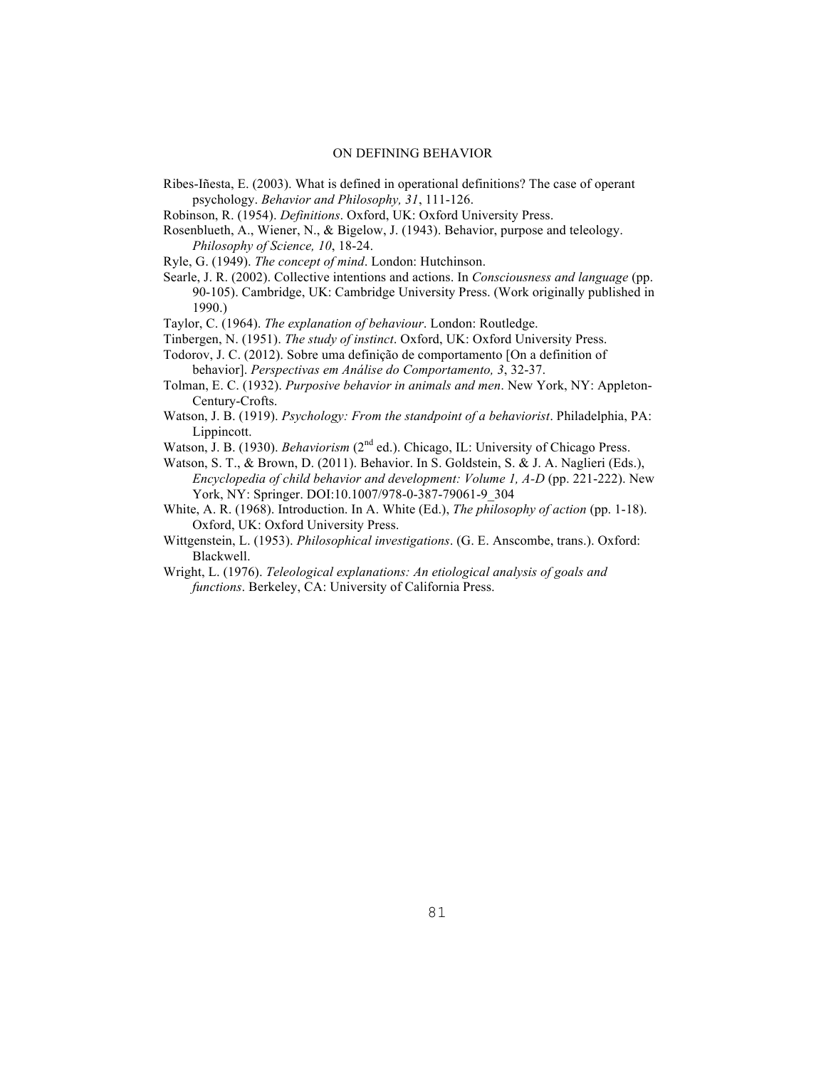Ribes-Iñesta, E. (2003). What is defined in operational definitions? The case of operant psychology. *Behavior and Philosophy, 31*, 111-126.

Robinson, R. (1954). *Definitions*. Oxford, UK: Oxford University Press.

Rosenblueth, A., Wiener, N., & Bigelow, J. (1943). Behavior, purpose and teleology. *Philosophy of Science, 10*, 18-24.

Ryle, G. (1949). *The concept of mind*. London: Hutchinson.

Searle, J. R. (2002). Collective intentions and actions. In *Consciousness and language* (pp. 90-105). Cambridge, UK: Cambridge University Press. (Work originally published in 1990.)

Taylor, C. (1964). *The explanation of behaviour*. London: Routledge.

Tinbergen, N. (1951). *The study of instinct*. Oxford, UK: Oxford University Press.

Todorov, J. C. (2012). Sobre uma definição de comportamento [On a definition of behavior]. *Perspectivas em Análise do Comportamento, 3*, 32-37.

Tolman, E. C. (1932). *Purposive behavior in animals and men*. New York, NY: Appleton-Century-Crofts.

Watson, J. B. (1919). *Psychology: From the standpoint of a behaviorist*. Philadelphia, PA: Lippincott.

Watson, J. B. (1930). *Behaviorism* (2nd ed.). Chicago, IL: University of Chicago Press.

Watson, S. T., & Brown, D. (2011). Behavior. In S. Goldstein, S. & J. A. Naglieri (Eds.), *Encyclopedia of child behavior and development: Volume 1, A-D* (pp. 221-222). New York, NY: Springer. DOI:10.1007/978-0-387-79061-9_304

White, A. R. (1968). Introduction. In A. White (Ed.), *The philosophy of action* (pp. 1-18). Oxford, UK: Oxford University Press.

Wittgenstein, L. (1953). *Philosophical investigations*. (G. E. Anscombe, trans.). Oxford: Blackwell.

Wright, L. (1976). *Teleological explanations: An etiological analysis of goals and functions*. Berkeley, CA: University of California Press.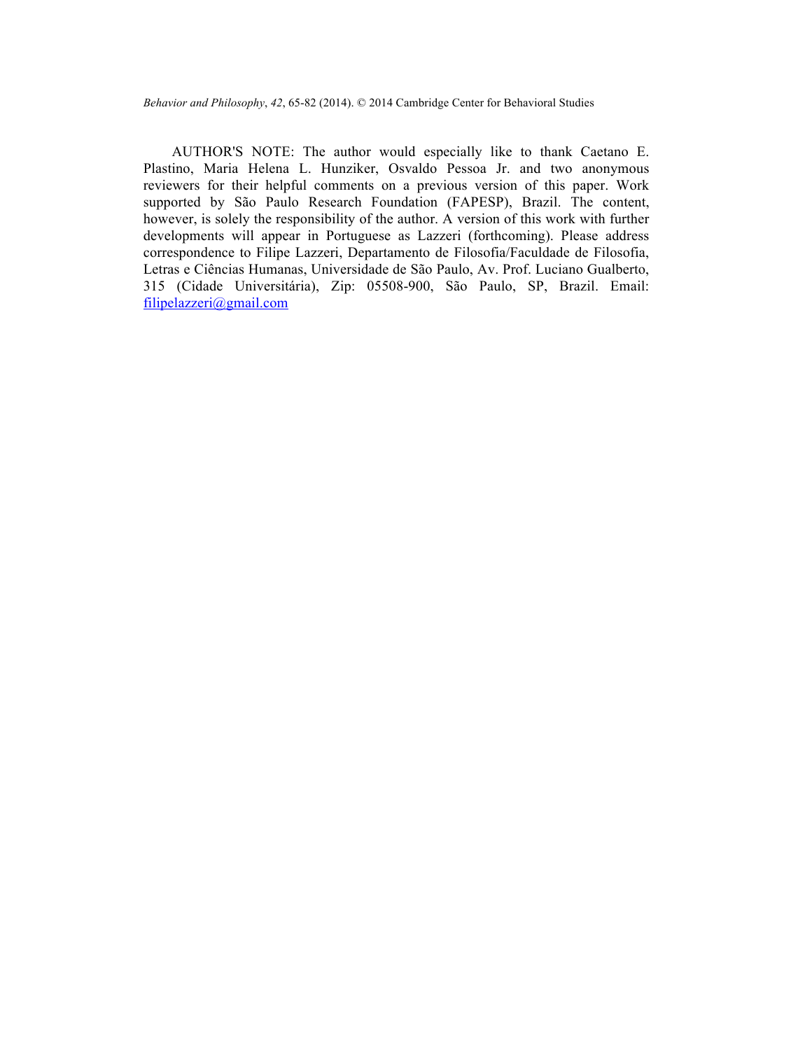AUTHOR'S NOTE: The author would especially like to thank Caetano E. Plastino, Maria Helena L. Hunziker, Osvaldo Pessoa Jr. and two anonymous reviewers for their helpful comments on a previous version of this paper. Work supported by São Paulo Research Foundation (FAPESP), Brazil. The content, however, is solely the responsibility of the author. A version of this work with further developments will appear in Portuguese as Lazzeri (forthcoming). Please address correspondence to Filipe Lazzeri, Departamento de Filosofia/Faculdade de Filosofia, Letras e Ciências Humanas, Universidade de São Paulo, Av. Prof. Luciano Gualberto, 315 (Cidade Universitária), Zip: 05508-900, São Paulo, SP, Brazil. Email: filipelazzeri@gmail.com